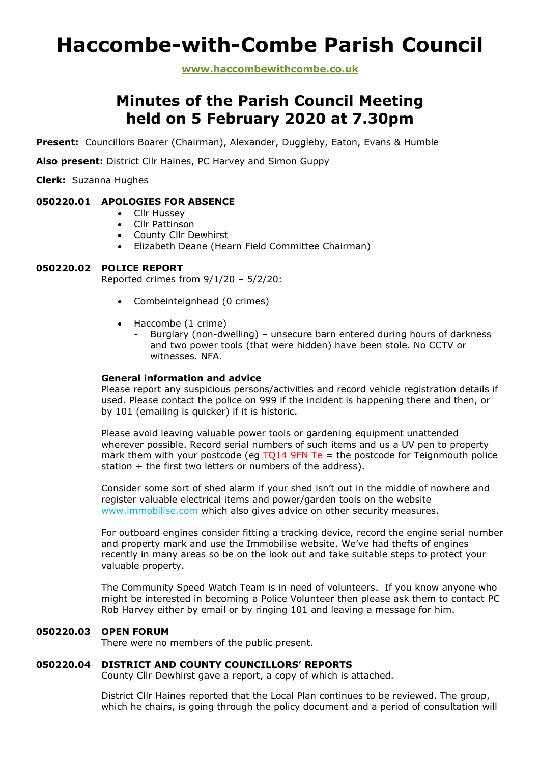# Haccombe-with-Combe Parish Council

**www.haccombewithcombe.co.uk**

## Minutes of the Parish Council Meeting held on 5 February 2020 at 7.30pm

**Present:** Councillors Boarer (Chairman), Alexander, Duggleby, Eaton, Evans & Humble

**Also present:** District Cllr Haines, PC Harvey and Simon Guppy

**Clerk:** Suzanna Hughes

### 050220.01 APOLOGIES FOR ABSENCE

- Cllr Hussey
- Cllr Pattinson
- County Cllr Dewhirst
- Elizabeth Deane (Hearn Field Committee Chairman)

### 050220.02 POLICE REPORT

Reported crimes from 9/1/20 – 5/2/20:

- Combeinteignhead (0 crimes)
- Haccombe (1 crime)
  - Burglary (non-dwelling) – unsecure barn entered during hours of darkness and two power tools (that were hidden) have been stole. No CCTV or witnesses. NFA.

**General information and advice**

Please report any suspicious persons/activities and record vehicle registration details if used. Please contact the police on 999 if the incident is happening there and then, or by 101 (emailing is quicker) if it is historic.

Please avoid leaving valuable power tools or gardening equipment unattended wherever possible. Record serial numbers of such items and us a UV pen to property mark them with your postcode (eg TQ14 9FN Te = the postcode for Teignmouth police station + the first two letters or numbers of the address).

Consider some sort of shed alarm if your shed isn't out in the middle of nowhere and register valuable electrical items and power/garden tools on the website www.immobilise.com which also gives advice on other security measures.

For outboard engines consider fitting a tracking device, record the engine serial number and property mark and use the Immobilise website. We've had thefts of engines recently in many areas so be on the look out and take suitable steps to protect your valuable property.

The Community Speed Watch Team is in need of volunteers. If you know anyone who might be interested in becoming a Police Volunteer then please ask them to contact PC Rob Harvey either by email or by ringing 101 and leaving a message for him.

### 050220.03 OPEN FORUM

There were no members of the public present.

### 050220.04 DISTRICT AND COUNTY COUNCILLORS' REPORTS

County Cllr Dewhirst gave a report, a copy of which is attached.

District Cllr Haines reported that the Local Plan continues to be reviewed. The group, which he chairs, is going through the policy document and a period of consultation will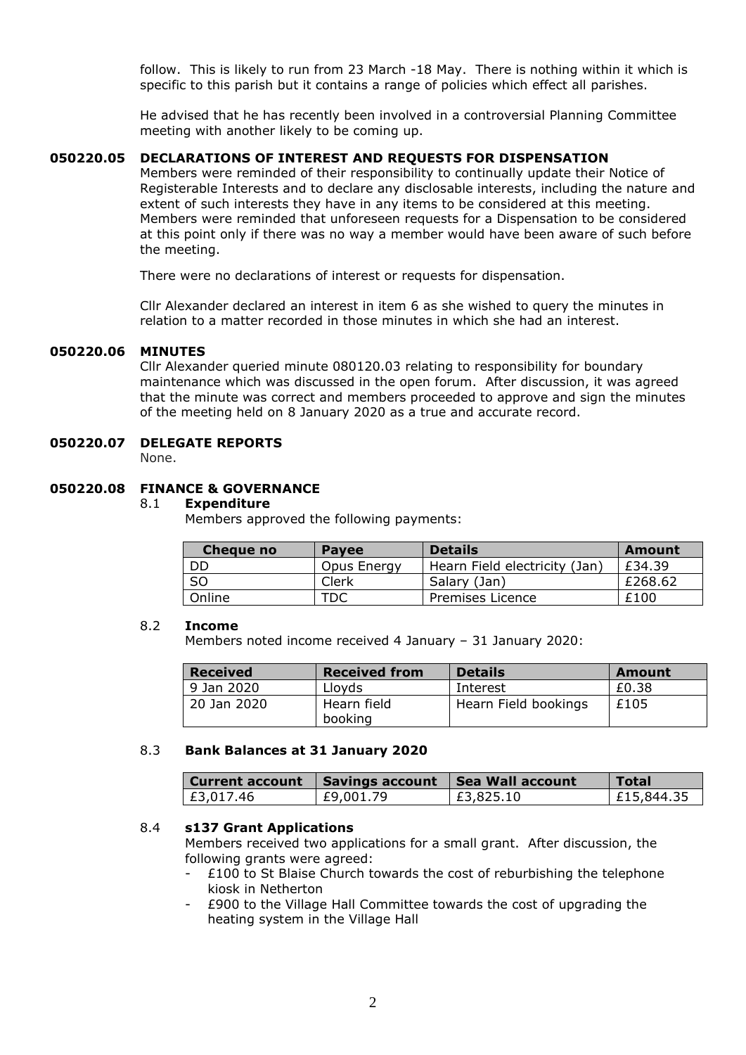follow. This is likely to run from 23 March -18 May. There is nothing within it which is specific to this parish but it contains a range of policies which effect all parishes.

He advised that he has recently been involved in a controversial Planning Committee meeting with another likely to be coming up.

## 050220.05 DECLARATIONS OF INTEREST AND REQUESTS FOR DISPENSATION

Members were reminded of their responsibility to continually update their Notice of Registerable Interests and to declare any disclosable interests, including the nature and extent of such interests they have in any items to be considered at this meeting. Members were reminded that unforeseen requests for a Dispensation to be considered at this point only if there was no way a member would have been aware of such before the meeting.

There were no declarations of interest or requests for dispensation.

Cllr Alexander declared an interest in item 6 as she wished to query the minutes in relation to a matter recorded in those minutes in which she had an interest.

## 050220.06 MINUTES

Cllr Alexander queried minute 080120.03 relating to responsibility for boundary maintenance which was discussed in the open forum. After discussion, it was agreed that the minute was correct and members proceeded to approve and sign the minutes of the meeting held on 8 January 2020 as a true and accurate record.

## 050220.07 DELEGATE REPORTS

None.

## 050220.08 FINANCE & GOVERNANCE

### 8.1 Expenditure

Members approved the following payments:

| Cheque no | Payee | Details | Amount |
|---|---|---|---|
| DD | Opus Energy | Hearn Field electricity (Jan) | £34.39 |
| SO | Clerk | Salary (Jan) | £268.62 |
| Online | TDC | Premises Licence | £100 |

### 8.2 Income

Members noted income received 4 January – 31 January 2020:

| Received | Received from | Details | Amount |
|---|---|---|---|
| 9 Jan 2020 | Lloyds | Interest | £0.38 |
| 20 Jan 2020 | Hearn field booking | Hearn Field bookings | £105 |

### 8.3 Bank Balances at 31 January 2020

| Current account | Savings account | Sea Wall account | Total |
|---|---|---|---|
| £3,017.46 | £9,001.79 | £3,825.10 | £15,844.35 |

### 8.4 s137 Grant Applications

Members received two applications for a small grant. After discussion, the following grants were agreed:

- £100 to St Blaise Church towards the cost of reburbishing the telephone kiosk in Netherton
- £900 to the Village Hall Committee towards the cost of upgrading the heating system in the Village Hall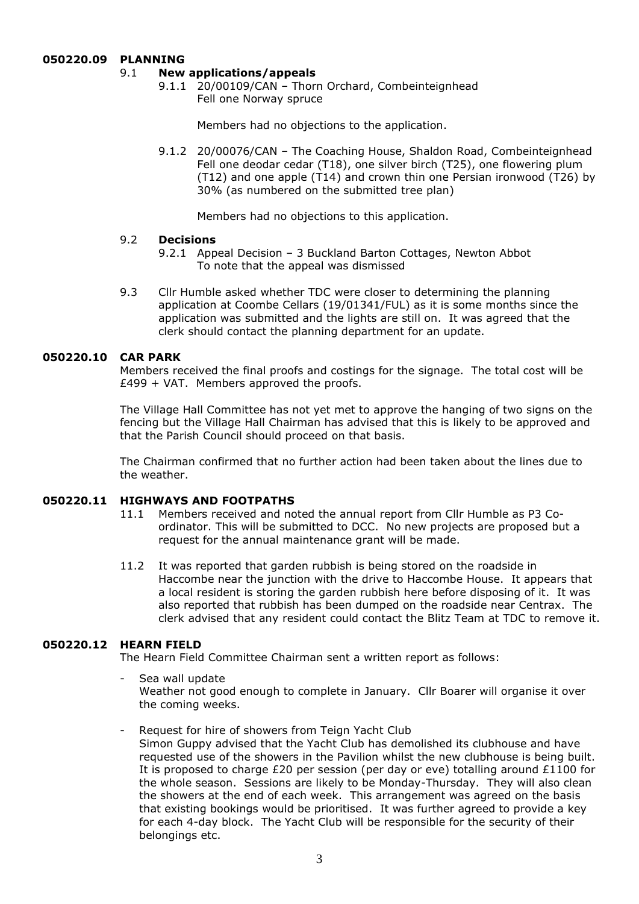## 050220.09 PLANNING

### 9.1 New applications/appeals

9.1.1 20/00109/CAN – Thorn Orchard, Combeinteignhead
Fell one Norway spruce

Members had no objections to the application.

9.1.2 20/00076/CAN – The Coaching House, Shaldon Road, Combeinteignhead
Fell one deodar cedar (T18), one silver birch (T25), one flowering plum (T12) and one apple (T14) and crown thin one Persian ironwood (T26) by 30% (as numbered on the submitted tree plan)

Members had no objections to this application.

### 9.2 Decisions

9.2.1 Appeal Decision – 3 Buckland Barton Cottages, Newton Abbot
To note that the appeal was dismissed

9.3 Cllr Humble asked whether TDC were closer to determining the planning application at Coombe Cellars (19/01341/FUL) as it is some months since the application was submitted and the lights are still on. It was agreed that the clerk should contact the planning department for an update.

## 050220.10 CAR PARK

Members received the final proofs and costings for the signage. The total cost will be £499 + VAT. Members approved the proofs.

The Village Hall Committee has not yet met to approve the hanging of two signs on the fencing but the Village Hall Chairman has advised that this is likely to be approved and that the Parish Council should proceed on that basis.

The Chairman confirmed that no further action had been taken about the lines due to the weather.

## 050220.11 HIGHWAYS AND FOOTPATHS

11.1 Members received and noted the annual report from Cllr Humble as P3 Co-ordinator. This will be submitted to DCC. No new projects are proposed but a request for the annual maintenance grant will be made.

11.2 It was reported that garden rubbish is being stored on the roadside in Haccombe near the junction with the drive to Haccombe House. It appears that a local resident is storing the garden rubbish here before disposing of it. It was also reported that rubbish has been dumped on the roadside near Centrax. The clerk advised that any resident could contact the Blitz Team at TDC to remove it.

## 050220.12 HEARN FIELD

The Hearn Field Committee Chairman sent a written report as follows:

- Sea wall update
  Weather not good enough to complete in January. Cllr Boarer will organise it over the coming weeks.

- Request for hire of showers from Teign Yacht Club
  Simon Guppy advised that the Yacht Club has demolished its clubhouse and have requested use of the showers in the Pavilion whilst the new clubhouse is being built. It is proposed to charge £20 per session (per day or eve) totalling around £1100 for the whole season. Sessions are likely to be Monday-Thursday. They will also clean the showers at the end of each week. This arrangement was agreed on the basis that existing bookings would be prioritised. It was further agreed to provide a key for each 4-day block. The Yacht Club will be responsible for the security of their belongings etc.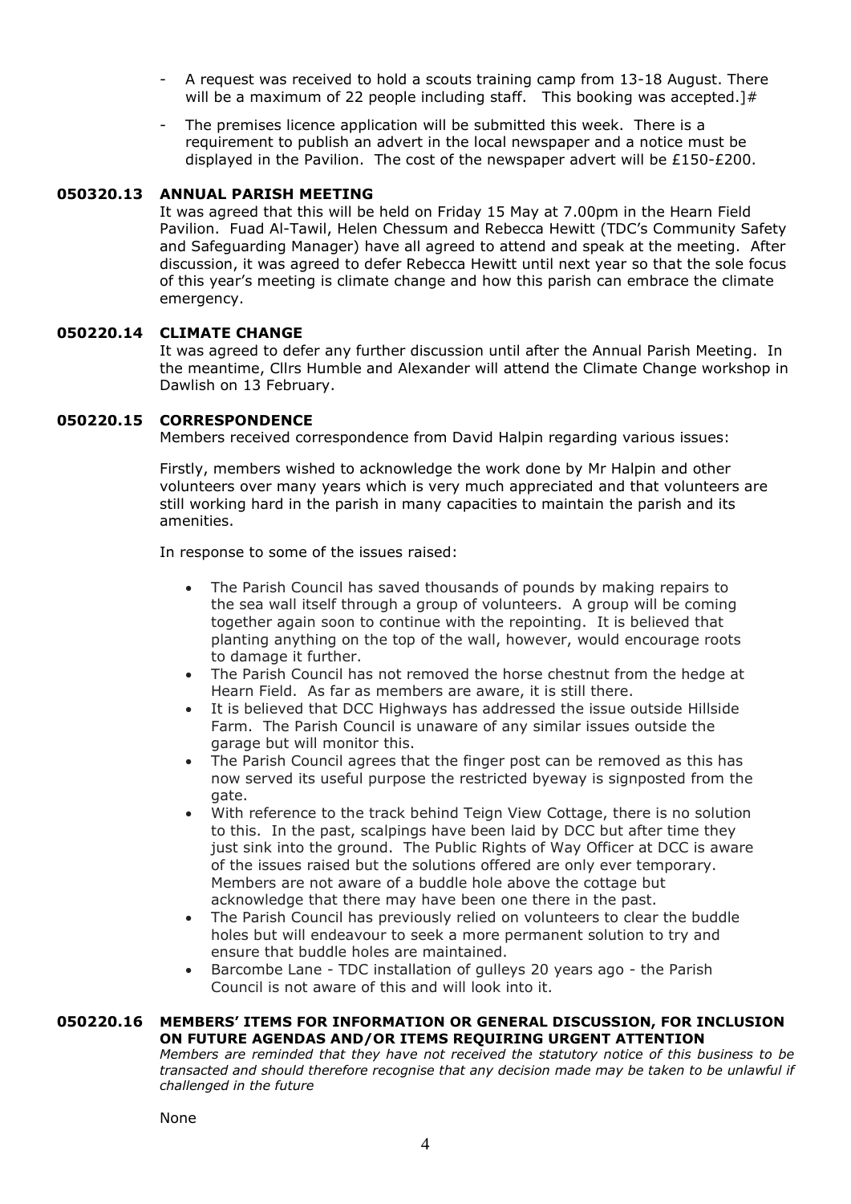- A request was received to hold a scouts training camp from 13-18 August. There will be a maximum of 22 people including staff. This booking was accepted.]#
- The premises licence application will be submitted this week. There is a requirement to publish an advert in the local newspaper and a notice must be displayed in the Pavilion. The cost of the newspaper advert will be £150-£200.

### 050320.13 ANNUAL PARISH MEETING

It was agreed that this will be held on Friday 15 May at 7.00pm in the Hearn Field Pavilion. Fuad Al-Tawil, Helen Chessum and Rebecca Hewitt (TDC's Community Safety and Safeguarding Manager) have all agreed to attend and speak at the meeting. After discussion, it was agreed to defer Rebecca Hewitt until next year so that the sole focus of this year's meeting is climate change and how this parish can embrace the climate emergency.

### 050220.14 CLIMATE CHANGE

It was agreed to defer any further discussion until after the Annual Parish Meeting. In the meantime, Cllrs Humble and Alexander will attend the Climate Change workshop in Dawlish on 13 February.

### 050220.15 CORRESPONDENCE

Members received correspondence from David Halpin regarding various issues:

Firstly, members wished to acknowledge the work done by Mr Halpin and other volunteers over many years which is very much appreciated and that volunteers are still working hard in the parish in many capacities to maintain the parish and its amenities.

In response to some of the issues raised:

- The Parish Council has saved thousands of pounds by making repairs to the sea wall itself through a group of volunteers. A group will be coming together again soon to continue with the repointing. It is believed that planting anything on the top of the wall, however, would encourage roots to damage it further.
- The Parish Council has not removed the horse chestnut from the hedge at Hearn Field. As far as members are aware, it is still there.
- It is believed that DCC Highways has addressed the issue outside Hillside Farm. The Parish Council is unaware of any similar issues outside the garage but will monitor this.
- The Parish Council agrees that the finger post can be removed as this has now served its useful purpose the restricted byeway is signposted from the gate.
- With reference to the track behind Teign View Cottage, there is no solution to this. In the past, scalpings have been laid by DCC but after time they just sink into the ground. The Public Rights of Way Officer at DCC is aware of the issues raised but the solutions offered are only ever temporary. Members are not aware of a buddle hole above the cottage but acknowledge that there may have been one there in the past.
- The Parish Council has previously relied on volunteers to clear the buddle holes but will endeavour to seek a more permanent solution to try and ensure that buddle holes are maintained.
- Barcombe Lane - TDC installation of gulleys 20 years ago - the Parish Council is not aware of this and will look into it.

### 050220.16 MEMBERS' ITEMS FOR INFORMATION OR GENERAL DISCUSSION, FOR INCLUSION ON FUTURE AGENDAS AND/OR ITEMS REQUIRING URGENT ATTENTION

*Members are reminded that they have not received the statutory notice of this business to be transacted and should therefore recognise that any decision made may be taken to be unlawful if challenged in the future*

None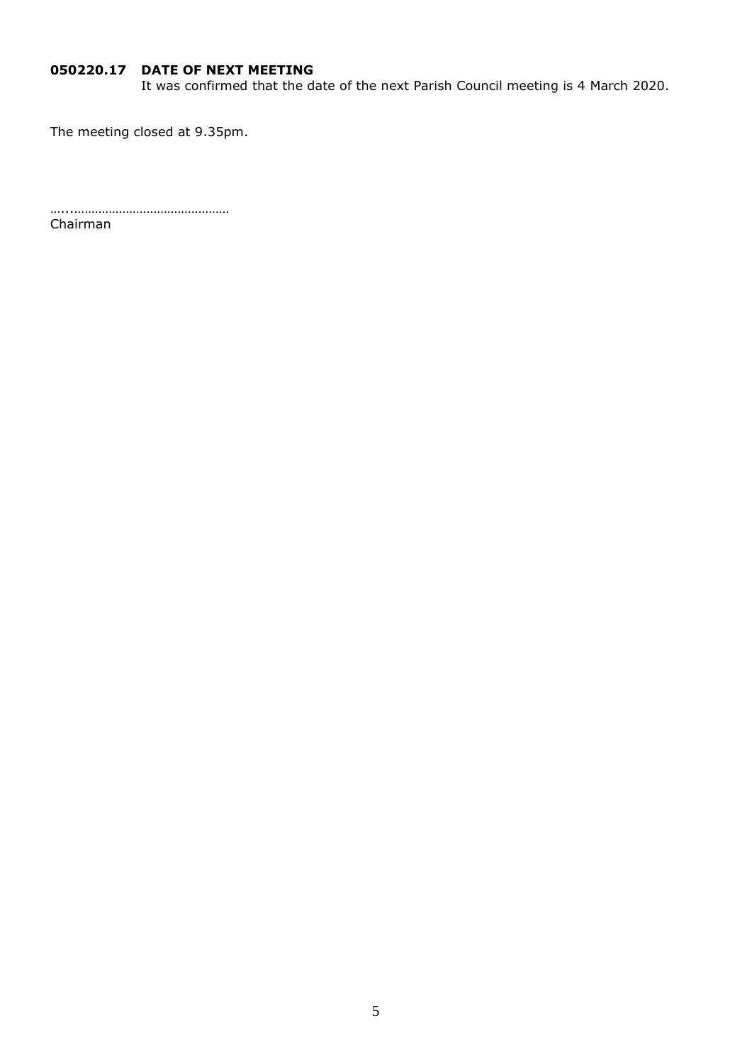**050220.17 DATE OF NEXT MEETING**

It was confirmed that the date of the next Parish Council meeting is 4 March 2020.

The meeting closed at 9.35pm.

…...…………………………………………

Chairman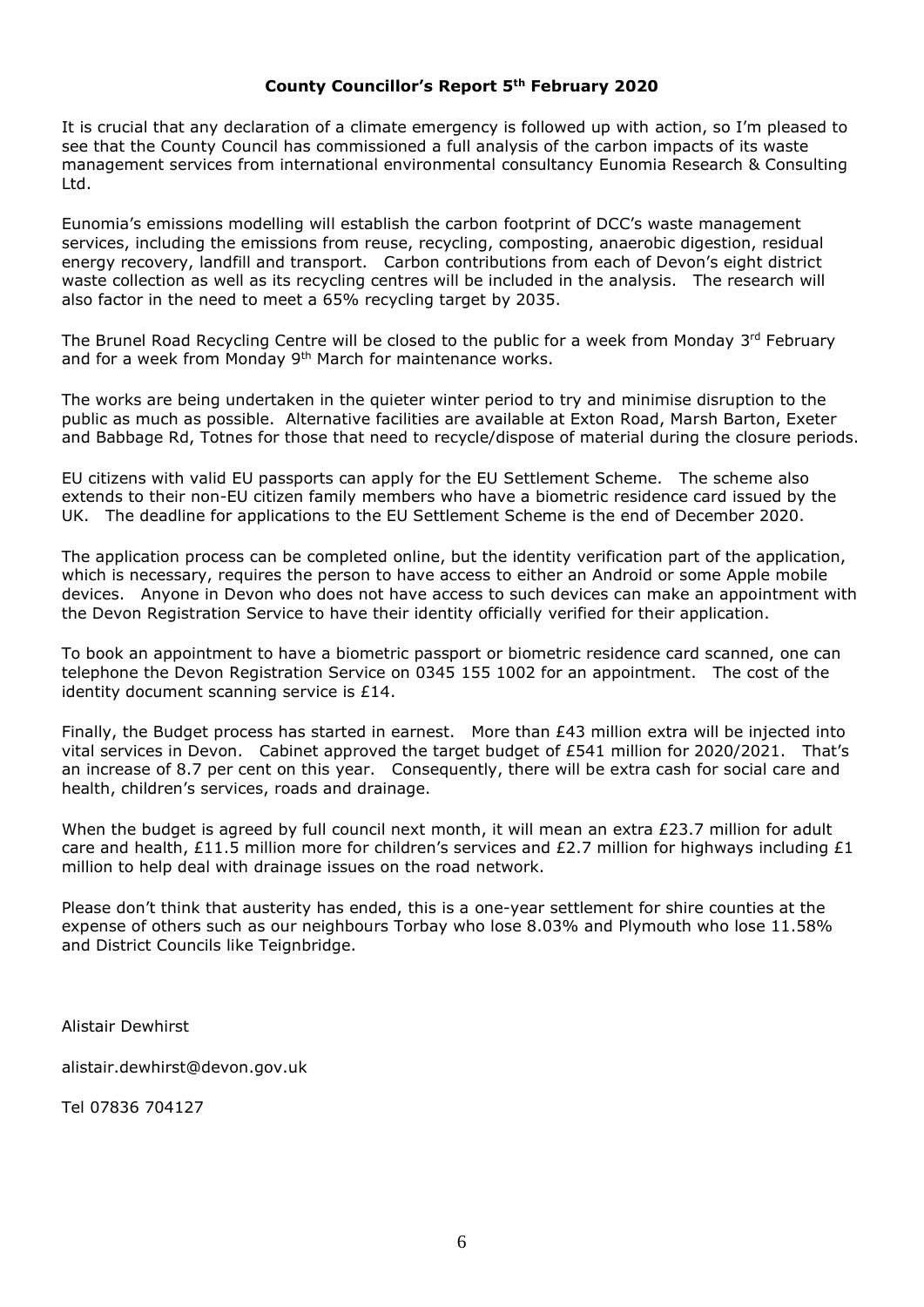## County Councillor's Report 5th February 2020

It is crucial that any declaration of a climate emergency is followed up with action, so I'm pleased to see that the County Council has commissioned a full analysis of the carbon impacts of its waste management services from international environmental consultancy Eunomia Research & Consulting Ltd.

Eunomia's emissions modelling will establish the carbon footprint of DCC's waste management services, including the emissions from reuse, recycling, composting, anaerobic digestion, residual energy recovery, landfill and transport. Carbon contributions from each of Devon's eight district waste collection as well as its recycling centres will be included in the analysis. The research will also factor in the need to meet a 65% recycling target by 2035.

The Brunel Road Recycling Centre will be closed to the public for a week from Monday 3rd February and for a week from Monday 9th March for maintenance works.

The works are being undertaken in the quieter winter period to try and minimise disruption to the public as much as possible. Alternative facilities are available at Exton Road, Marsh Barton, Exeter and Babbage Rd, Totnes for those that need to recycle/dispose of material during the closure periods.

EU citizens with valid EU passports can apply for the EU Settlement Scheme. The scheme also extends to their non-EU citizen family members who have a biometric residence card issued by the UK. The deadline for applications to the EU Settlement Scheme is the end of December 2020.

The application process can be completed online, but the identity verification part of the application, which is necessary, requires the person to have access to either an Android or some Apple mobile devices. Anyone in Devon who does not have access to such devices can make an appointment with the Devon Registration Service to have their identity officially verified for their application.

To book an appointment to have a biometric passport or biometric residence card scanned, one can telephone the Devon Registration Service on 0345 155 1002 for an appointment. The cost of the identity document scanning service is £14.

Finally, the Budget process has started in earnest. More than £43 million extra will be injected into vital services in Devon. Cabinet approved the target budget of £541 million for 2020/2021. That's an increase of 8.7 per cent on this year. Consequently, there will be extra cash for social care and health, children's services, roads and drainage.

When the budget is agreed by full council next month, it will mean an extra £23.7 million for adult care and health, £11.5 million more for children's services and £2.7 million for highways including £1 million to help deal with drainage issues on the road network.

Please don't think that austerity has ended, this is a one-year settlement for shire counties at the expense of others such as our neighbours Torbay who lose 8.03% and Plymouth who lose 11.58% and District Councils like Teignbridge.

Alistair Dewhirst

alistair.dewhirst@devon.gov.uk

Tel 07836 704127